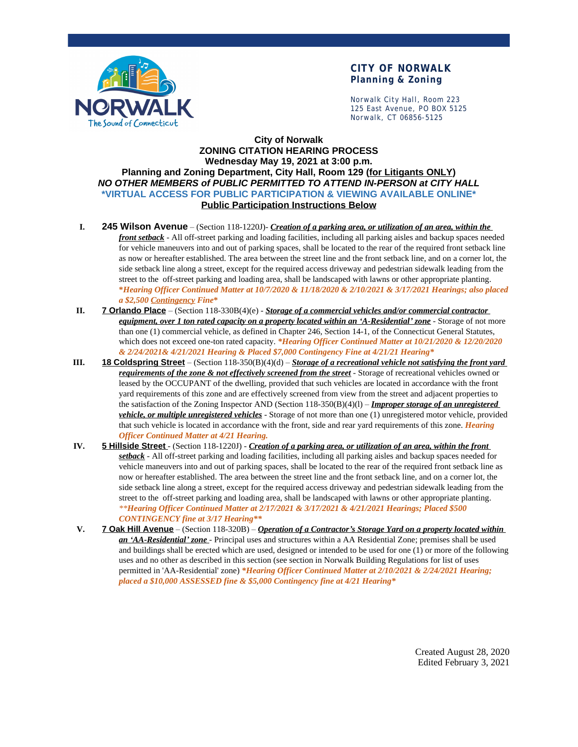**CITY OF NORWALK**
**Planning & Zoning**

Norwalk City Hall, Room 223
125 East Avenue, PO BOX 5125
Norwalk, CT 06856-5125

# City of Norwalk
## ZONING CITATION HEARING PROCESS
### Wednesday May 19, 2021 at 3:00 p.m.
### Planning and Zoning Department, City Hall, Room 129 (<u>for Litigants ONLY</u>)

***NO OTHER MEMBERS of PUBLIC PERMITTED TO ATTEND IN-PERSON at CITY HALL***

**\*VIRTUAL ACCESS FOR PUBLIC PARTICIPATION & VIEWING AVAILABLE ONLINE\***

**<u>Public Participation Instructions Below</u>**

I. **245 Wilson Avenue** – (Section 118-1220J)- ***<u>Creation of a parking area, or utilization of an area, within the front setback</u>*** - All off-street parking and loading facilities, including all parking aisles and backup spaces needed for vehicle maneuvers into and out of parking spaces, shall be located to the rear of the required front setback line as now or hereafter established. The area between the street line and the front setback line, and on a corner lot, the side setback line along a street, except for the required access driveway and pedestrian sidewalk leading from the street to the off-street parking and loading area, shall be landscaped with lawns or other appropriate planting. ***\*Hearing Officer Continued Matter at 10/7/2020 & 11/18/2020 & 2/10/2021 & 3/17/2021 Hearings; also placed a $2,500 <u>Contingency</u> Fine\****

II. **<u>7 Orlando Place</u>** – (Section 118-330B(4)(e) - ***<u>Storage of a commercial vehicles and/or commercial contractor equipment, over 1 ton rated capacity on a property located within an 'A-Residential' zone</u>*** - Storage of not more than one (1) commercial vehicle, as defined in Chapter 246, Section 14-1, of the Connecticut General Statutes, which does not exceed one-ton rated capacity. ***\*Hearing Officer Continued Matter at 10/21/2020 & 12/20/2020 & 2/24/2021& 4/21/2021 Hearing & Placed $7,000 Contingency Fine at 4/21/21 Hearing\****

III. **<u>18 Coldspring Street</u>** – (Section 118-350(B)(4)(d) – ***<u>Storage of a recreational vehicle not satisfying the front yard requirements of the zone & not effectively screened from the street</u>*** - Storage of recreational vehicles owned or leased by the OCCUPANT of the dwelling, provided that such vehicles are located in accordance with the front yard requirements of this zone and are effectively screened from view from the street and adjacent properties to the satisfaction of the Zoning Inspector AND (Section 118-350(B)(4)(l) – ***<u>Improper storage of an unregistered vehicle, or multiple unregistered vehicles</u>*** - Storage of not more than one (1) unregistered motor vehicle, provided that such vehicle is located in accordance with the front, side and rear yard requirements of this zone. ***Hearing Officer Continued Matter at 4/21 Hearing.***

IV. **<u>5 Hillside Street</u>** - (Section 118-1220J) - ***<u>Creation of a parking area, or utilization of an area, within the front setback</u>*** - All off-street parking and loading facilities, including all parking aisles and backup spaces needed for vehicle maneuvers into and out of parking spaces, shall be located to the rear of the required front setback line as now or hereafter established. The area between the street line and the front setback line, and on a corner lot, the side setback line along a street, except for the required access driveway and pedestrian sidewalk leading from the street to the off-street parking and loading area, shall be landscaped with lawns or other appropriate planting. ***\*\*Hearing Officer Continued Matter at 2/17/2021 & 3/17/2021 & 4/21/2021 Hearings; Placed $500 CONTINGENCY fine at 3/17 Hearing\*\****

V. **<u>7 Oak Hill Avenue</u>** – (Section 118-320B) – ***<u>Operation of a Contractor's Storage Yard on a property located within an 'AA-Residential' zone</u>*** - Principal uses and structures within a AA Residential Zone; premises shall be used and buildings shall be erected which are used, designed or intended to be used for one (1) or more of the following uses and no other as described in this section (see section in Norwalk Building Regulations for list of uses permitted in 'AA-Residential' zone) ***\*Hearing Officer Continued Matter at 2/10/2021 & 2/24/2021 Hearing; placed a $10,000 ASSESSED fine & $5,000 Contingency fine at 4/21 Hearing\****

Created August 28, 2020
Edited February 3, 2021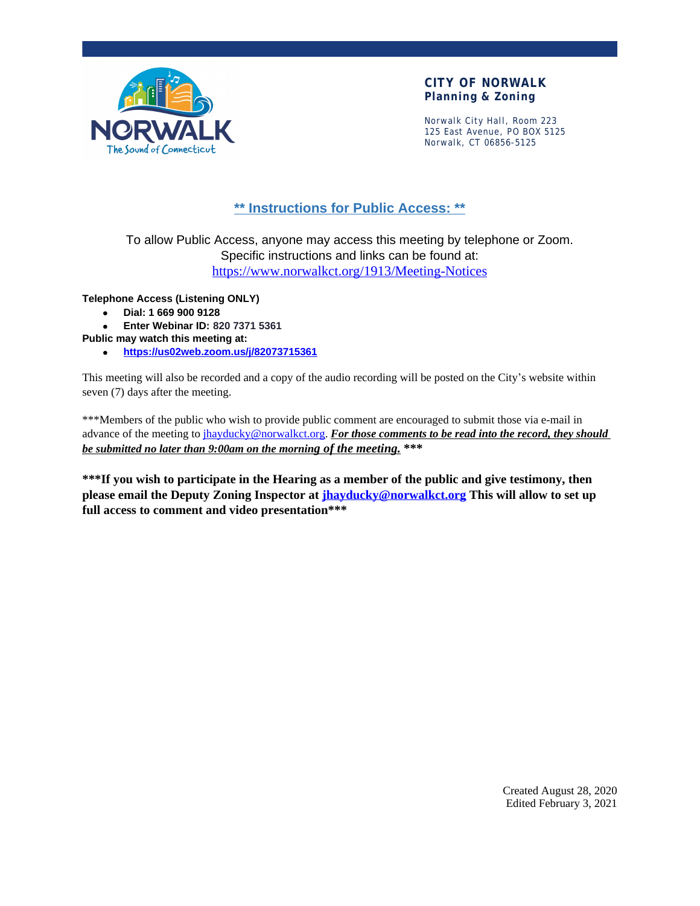**CITY OF NORWALK**
**Planning & Zoning**

Norwalk City Hall, Room 223
125 East Avenue, PO BOX 5125
Norwalk, CT 06856-5125

## ** Instructions for Public Access: **

To allow Public Access, anyone may access this meeting by telephone or Zoom.
Specific instructions and links can be found at:
https://www.norwalkct.org/1913/Meeting-Notices

**Telephone Access (Listening ONLY)**

- **Dial: 1 669 900 9128**
- **Enter Webinar ID: 820 7371 5361**

**Public may watch this meeting at:**

- **https://us02web.zoom.us/j/82073715361**

This meeting will also be recorded and a copy of the audio recording will be posted on the City's website within seven (7) days after the meeting.

***Members of the public who wish to provide public comment are encouraged to submit those via e-mail in advance of the meeting to jhayducky@norwalkct.org. ***For those comments to be read into the record, they should be submitted no later than 9:00am on the morning of the meeting.* *****

*****If you wish to participate in the Hearing as a member of the public and give testimony, then please email the Deputy Zoning Inspector at jhayducky@norwalkct.org This will allow to set up full access to comment and video presentation*****

Created August 28, 2020
Edited February 3, 2021